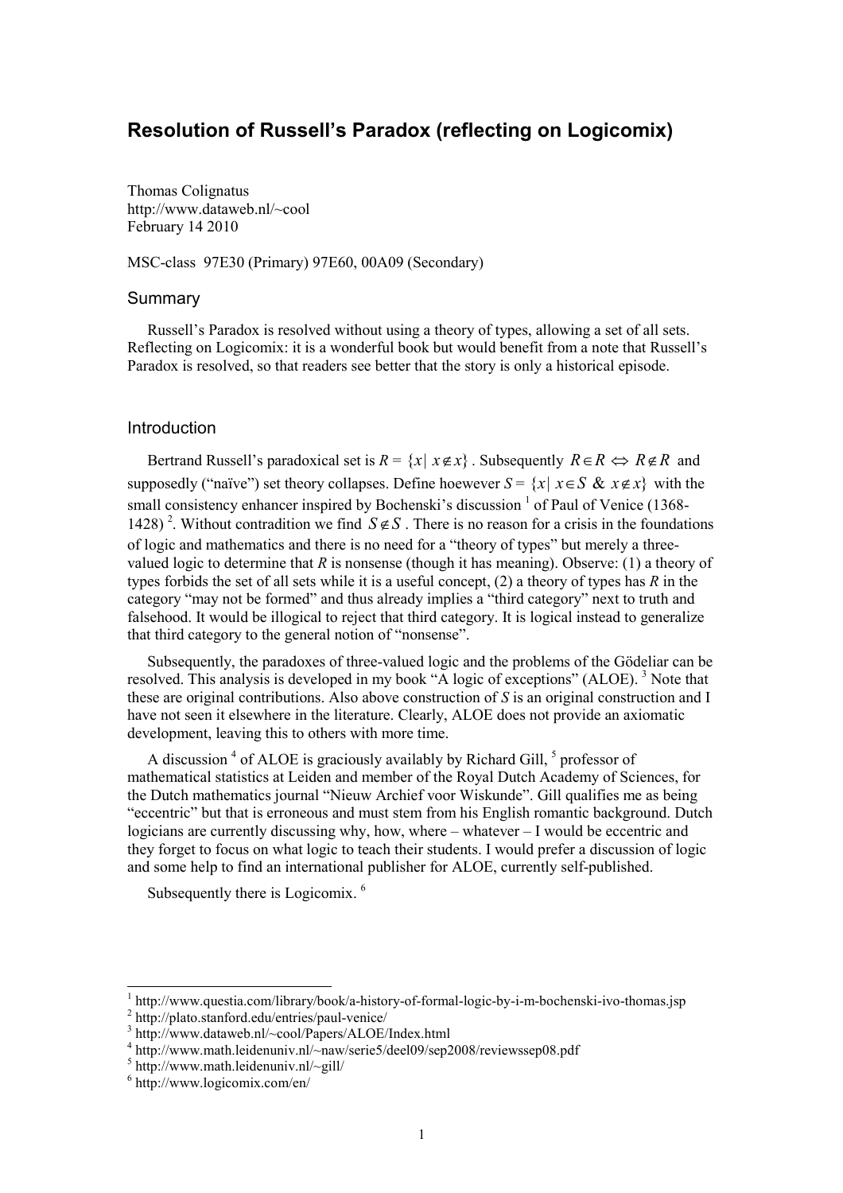# Resolution of Russell's Paradox (reflecting on Logicomix)

Thomas Colignatus
http://www.dataweb.nl/~cool
February 14 2010

MSC-class 97E30 (Primary) 97E60, 00A09 (Secondary)

## Summary

Russell's Paradox is resolved without using a theory of types, allowing a set of all sets. Reflecting on Logicomix: it is a wonderful book but would benefit from a note that Russell's Paradox is resolved, so that readers see better that the story is only a historical episode.

## Introduction

Bertrand Russell's paradoxical set is $R = \{x \mid x \notin x\}$. Subsequently $R \in R \Leftrightarrow R \notin R$ and supposedly ("naïve") set theory collapses. Define hoewever $S = \{x \mid x \in S \ \& \ x \notin x\}$ with the small consistency enhancer inspired by Bochenski's discussion [1] of Paul of Venice (1368-1428) [2]. Without contradition we find $S \notin S$. There is no reason for a crisis in the foundations of logic and mathematics and there is no need for a "theory of types" but merely a three-valued logic to determine that $R$ is nonsense (though it has meaning). Observe: (1) a theory of types forbids the set of all sets while it is a useful concept, (2) a theory of types has $R$ in the category "may not be formed" and thus already implies a "third category" next to truth and falsehood. It would be illogical to reject that third category. It is logical instead to generalize that third category to the general notion of "nonsense".

Subsequently, the paradoxes of three-valued logic and the problems of the Gödeliar can be resolved. This analysis is developed in my book "A logic of exceptions" (ALOE). [3] Note that these are original contributions. Also above construction of $S$ is an original construction and I have not seen it elsewhere in the literature. Clearly, ALOE does not provide an axiomatic development, leaving this to others with more time.

A discussion [4] of ALOE is graciously availably by Richard Gill, [5] professor of mathematical statistics at Leiden and member of the Royal Dutch Academy of Sciences, for the Dutch mathematics journal "Nieuw Archief voor Wiskunde". Gill qualifies me as being "eccentric" but that is erroneous and must stem from his English romantic background. Dutch logicians are currently discussing why, how, where – whatever – I would be eccentric and they forget to focus on what logic to teach their students. I would prefer a discussion of logic and some help to find an international publisher for ALOE, currently self-published.

Subsequently there is Logicomix. [6]

---

[1] http://www.questia.com/library/book/a-history-of-formal-logic-by-i-m-bochenski-ivo-thomas.jsp
[2] http://plato.stanford.edu/entries/paul-venice/
[3] http://www.dataweb.nl/~cool/Papers/ALOE/Index.html
[4] http://www.math.leidenuniv.nl/~naw/serie5/deel09/sep2008/reviewssep08.pdf
[5] http://www.math.leidenuniv.nl/~gill/
[6] http://www.logicomix.com/en/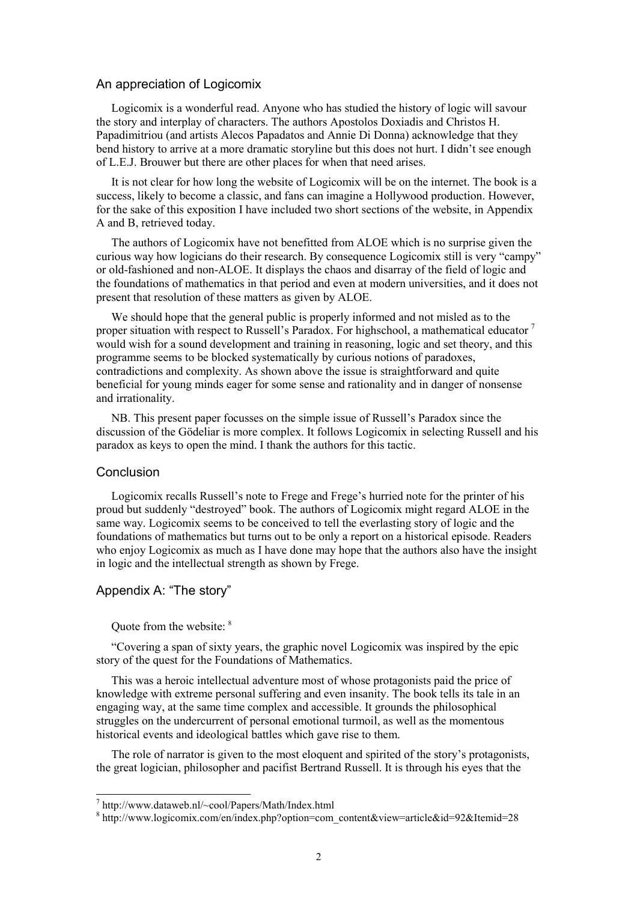## An appreciation of Logicomix

Logicomix is a wonderful read. Anyone who has studied the history of logic will savour the story and interplay of characters. The authors Apostolos Doxiadis and Christos H. Papadimitriou (and artists Alecos Papadatos and Annie Di Donna) acknowledge that they bend history to arrive at a more dramatic storyline but this does not hurt. I didn't see enough of L.E.J. Brouwer but there are other places for when that need arises.

It is not clear for how long the website of Logicomix will be on the internet. The book is a success, likely to become a classic, and fans can imagine a Hollywood production. However, for the sake of this exposition I have included two short sections of the website, in Appendix A and B, retrieved today.

The authors of Logicomix have not benefitted from ALOE which is no surprise given the curious way how logicians do their research. By consequence Logicomix still is very "campy" or old-fashioned and non-ALOE. It displays the chaos and disarray of the field of logic and the foundations of mathematics in that period and even at modern universities, and it does not present that resolution of these matters as given by ALOE.

We should hope that the general public is properly informed and not misled as to the proper situation with respect to Russell's Paradox. For highschool, a mathematical educator [7] would wish for a sound development and training in reasoning, logic and set theory, and this programme seems to be blocked systematically by curious notions of paradoxes, contradictions and complexity. As shown above the issue is straightforward and quite beneficial for young minds eager for some sense and rationality and in danger of nonsense and irrationality.

NB. This present paper focusses on the simple issue of Russell's Paradox since the discussion of the Gödeliar is more complex. It follows Logicomix in selecting Russell and his paradox as keys to open the mind. I thank the authors for this tactic.

## Conclusion

Logicomix recalls Russell's note to Frege and Frege's hurried note for the printer of his proud but suddenly "destroyed" book. The authors of Logicomix might regard ALOE in the same way. Logicomix seems to be conceived to tell the everlasting story of logic and the foundations of mathematics but turns out to be only a report on a historical episode. Readers who enjoy Logicomix as much as I have done may hope that the authors also have the insight in logic and the intellectual strength as shown by Frege.

## Appendix A: "The story"

Quote from the website: [8]

"Covering a span of sixty years, the graphic novel Logicomix was inspired by the epic story of the quest for the Foundations of Mathematics.

This was a heroic intellectual adventure most of whose protagonists paid the price of knowledge with extreme personal suffering and even insanity. The book tells its tale in an engaging way, at the same time complex and accessible. It grounds the philosophical struggles on the undercurrent of personal emotional turmoil, as well as the momentous historical events and ideological battles which gave rise to them.

The role of narrator is given to the most eloquent and spirited of the story's protagonists, the great logician, philosopher and pacifist Bertrand Russell. It is through his eyes that the

---

[7] http://www.dataweb.nl/~cool/Papers/Math/Index.html

[8] http://www.logicomix.com/en/index.php?option=com_content&view=article&id=92&Itemid=28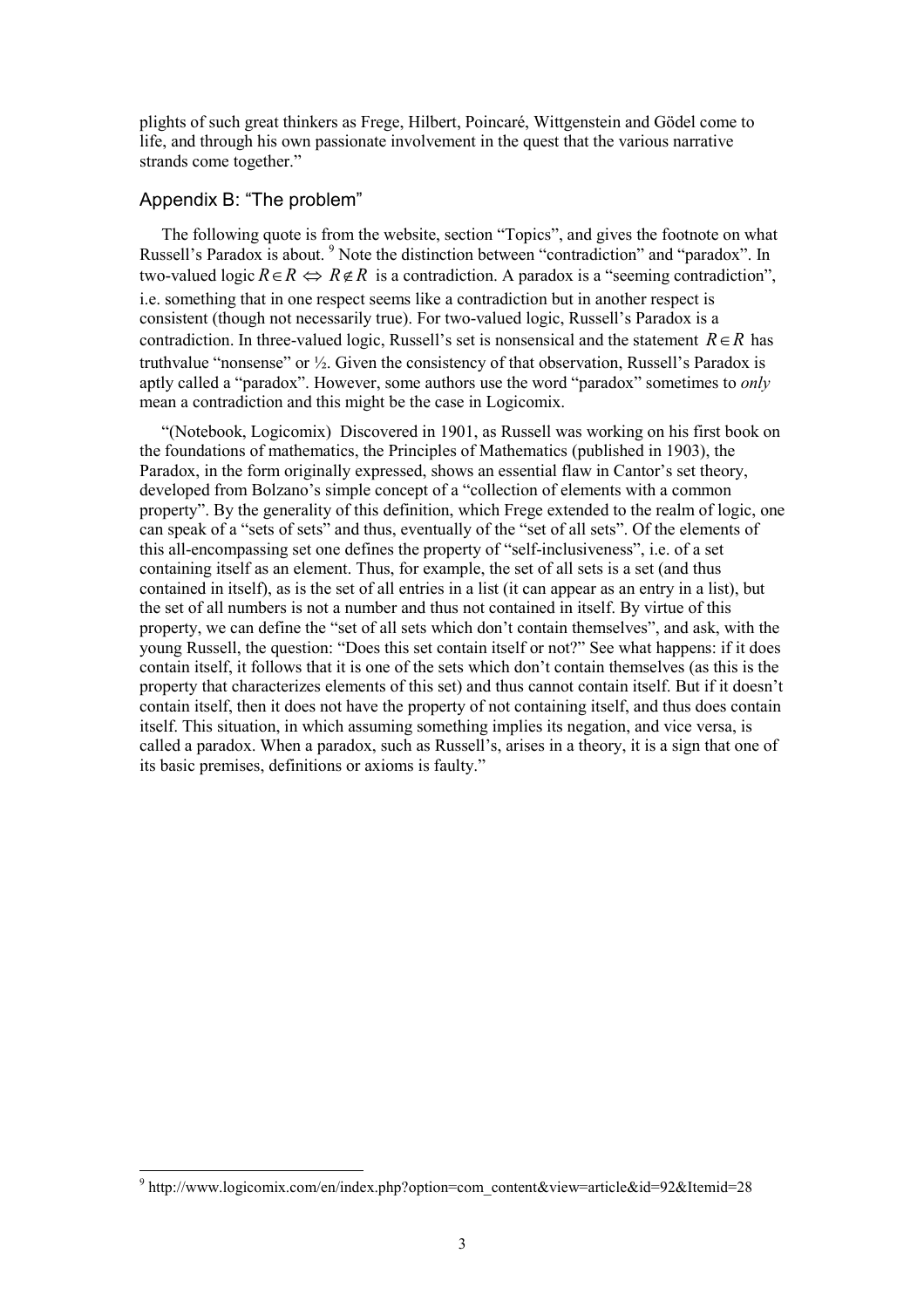plights of such great thinkers as Frege, Hilbert, Poincaré, Wittgenstein and Gödel come to life, and through his own passionate involvement in the quest that the various narrative strands come together."

## Appendix B: "The problem"

The following quote is from the website, section "Topics", and gives the footnote on what Russell's Paradox is about. [9] Note the distinction between "contradiction" and "paradox". In two-valued logic $R \in R \Leftrightarrow R \notin R$ is a contradiction. A paradox is a "seeming contradiction", i.e. something that in one respect seems like a contradiction but in another respect is consistent (though not necessarily true). For two-valued logic, Russell's Paradox is a contradiction. In three-valued logic, Russell's set is nonsensical and the statement $R \in R$ has truthvalue "nonsense" or ½. Given the consistency of that observation, Russell's Paradox is aptly called a "paradox". However, some authors use the word "paradox" sometimes to *only* mean a contradiction and this might be the case in Logicomix.

"(Notebook, Logicomix) Discovered in 1901, as Russell was working on his first book on the foundations of mathematics, the Principles of Mathematics (published in 1903), the Paradox, in the form originally expressed, shows an essential flaw in Cantor's set theory, developed from Bolzano's simple concept of a "collection of elements with a common property". By the generality of this definition, which Frege extended to the realm of logic, one can speak of a "sets of sets" and thus, eventually of the "set of all sets". Of the elements of this all-encompassing set one defines the property of "self-inclusiveness", i.e. of a set containing itself as an element. Thus, for example, the set of all sets is a set (and thus contained in itself), as is the set of all entries in a list (it can appear as an entry in a list), but the set of all numbers is not a number and thus not contained in itself. By virtue of this property, we can define the "set of all sets which don't contain themselves", and ask, with the young Russell, the question: "Does this set contain itself or not?" See what happens: if it does contain itself, it follows that it is one of the sets which don't contain themselves (as this is the property that characterizes elements of this set) and thus cannot contain itself. But if it doesn't contain itself, then it does not have the property of not containing itself, and thus does contain itself. This situation, in which assuming something implies its negation, and vice versa, is called a paradox. When a paradox, such as Russell's, arises in a theory, it is a sign that one of its basic premises, definitions or axioms is faulty."

---

[9] http://www.logicomix.com/en/index.php?option=com_content&view=article&id=92&Itemid=28